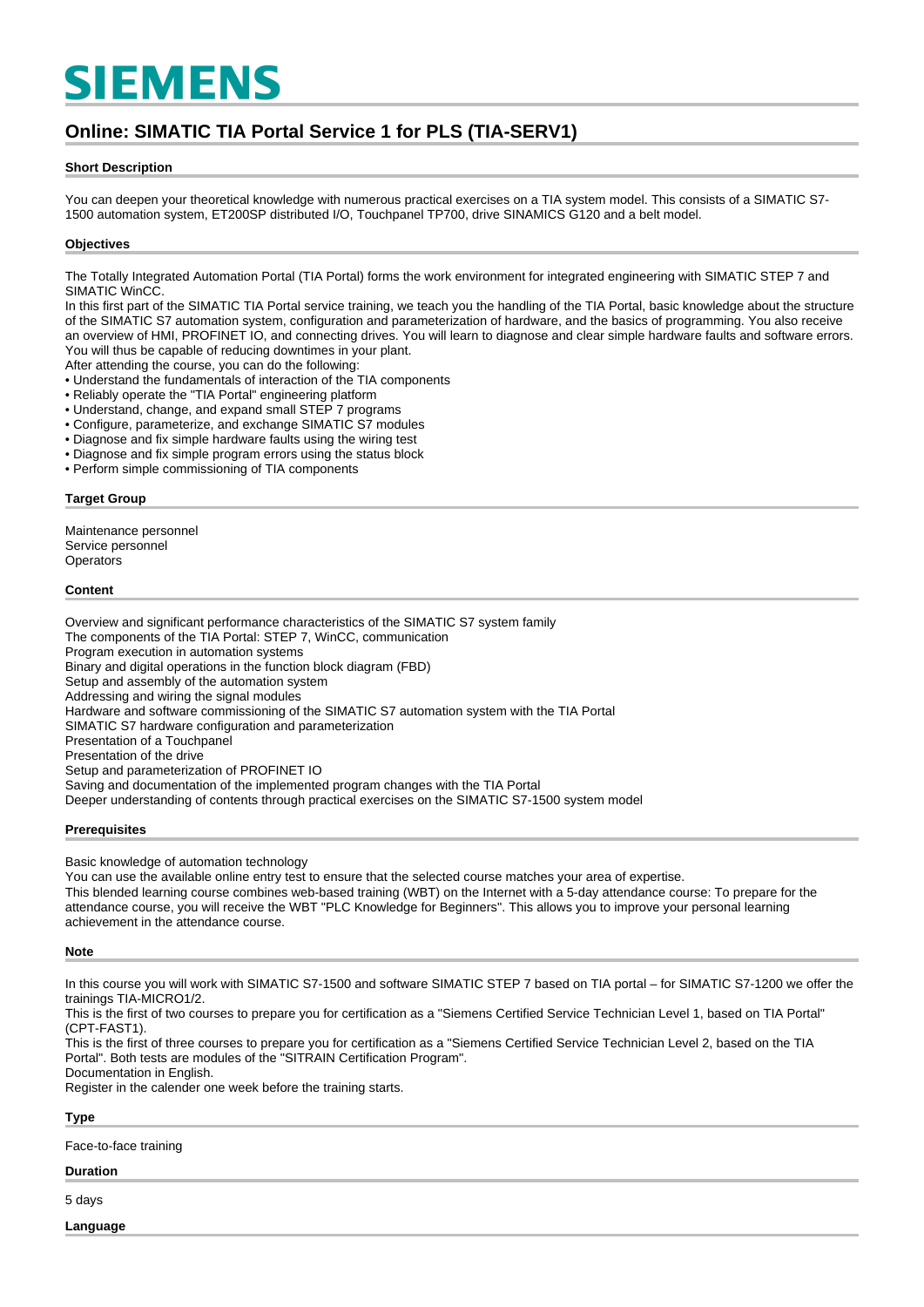# SIEMENS

## Online: SIMATIC TIA Portal Service 1 for PLS (TIA-SERV1)

### Short Description

You can deepen your theoretical knowledge with numerous practical exercises on a TIA system model. This consists of a SIMATIC S7-1500 automation system, ET200SP distributed I/O, Touchpanel TP700, drive SINAMICS G120 and a belt model.

### Objectives

The Totally Integrated Automation Portal (TIA Portal) forms the work environment for integrated engineering with SIMATIC STEP 7 and SIMATIC WinCC.
In this first part of the SIMATIC TIA Portal service training, we teach you the handling of the TIA Portal, basic knowledge about the structure of the SIMATIC S7 automation system, configuration and parameterization of hardware, and the basics of programming. You also receive an overview of HMI, PROFINET IO, and connecting drives. You will learn to diagnose and clear simple hardware faults and software errors. You will thus be capable of reducing downtimes in your plant.
After attending the course, you can do the following:

- Understand the fundamentals of interaction of the TIA components
- Reliably operate the "TIA Portal" engineering platform
- Understand, change, and expand small STEP 7 programs
- Configure, parameterize, and exchange SIMATIC S7 modules
- Diagnose and fix simple hardware faults using the wiring test
- Diagnose and fix simple program errors using the status block
- Perform simple commissioning of TIA components

### Target Group

Maintenance personnel
Service personnel
Operators

### Content

Overview and significant performance characteristics of the SIMATIC S7 system family
The components of the TIA Portal: STEP 7, WinCC, communication
Program execution in automation systems
Binary and digital operations in the function block diagram (FBD)
Setup and assembly of the automation system
Addressing and wiring the signal modules
Hardware and software commissioning of the SIMATIC S7 automation system with the TIA Portal
SIMATIC S7 hardware configuration and parameterization
Presentation of a Touchpanel
Presentation of the drive
Setup and parameterization of PROFINET IO
Saving and documentation of the implemented program changes with the TIA Portal
Deeper understanding of contents through practical exercises on the SIMATIC S7-1500 system model

### Prerequisites

Basic knowledge of automation technology
You can use the available online entry test to ensure that the selected course matches your area of expertise.
This blended learning course combines web-based training (WBT) on the Internet with a 5-day attendance course: To prepare for the attendance course, you will receive the WBT "PLC Knowledge for Beginners". This allows you to improve your personal learning achievement in the attendance course.

### Note

In this course you will work with SIMATIC S7-1500 and software SIMATIC STEP 7 based on TIA portal – for SIMATIC S7-1200 we offer the trainings TIA-MICRO1/2.
This is the first of two courses to prepare you for certification as a "Siemens Certified Service Technician Level 1, based on TIA Portal" (CPT-FAST1).
This is the first of three courses to prepare you for certification as a "Siemens Certified Service Technician Level 2, based on the TIA Portal". Both tests are modules of the "SITRAIN Certification Program".
Documentation in English.
Register in the calender one week before the training starts.

### Type

Face-to-face training

### Duration

5 days

### Language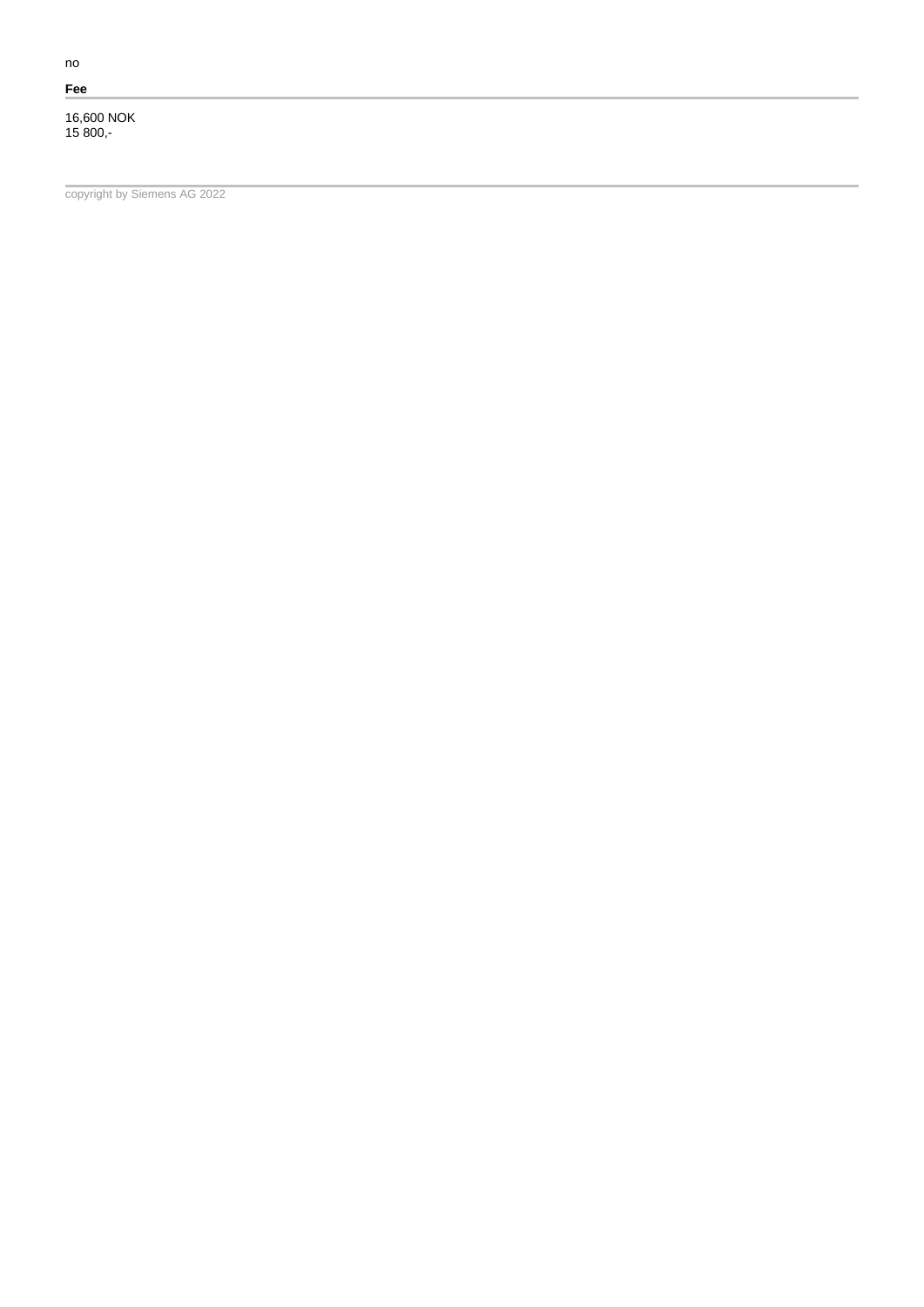no

**Fee**

16,600 NOK
15 800,-

copyright by Siemens AG 2022